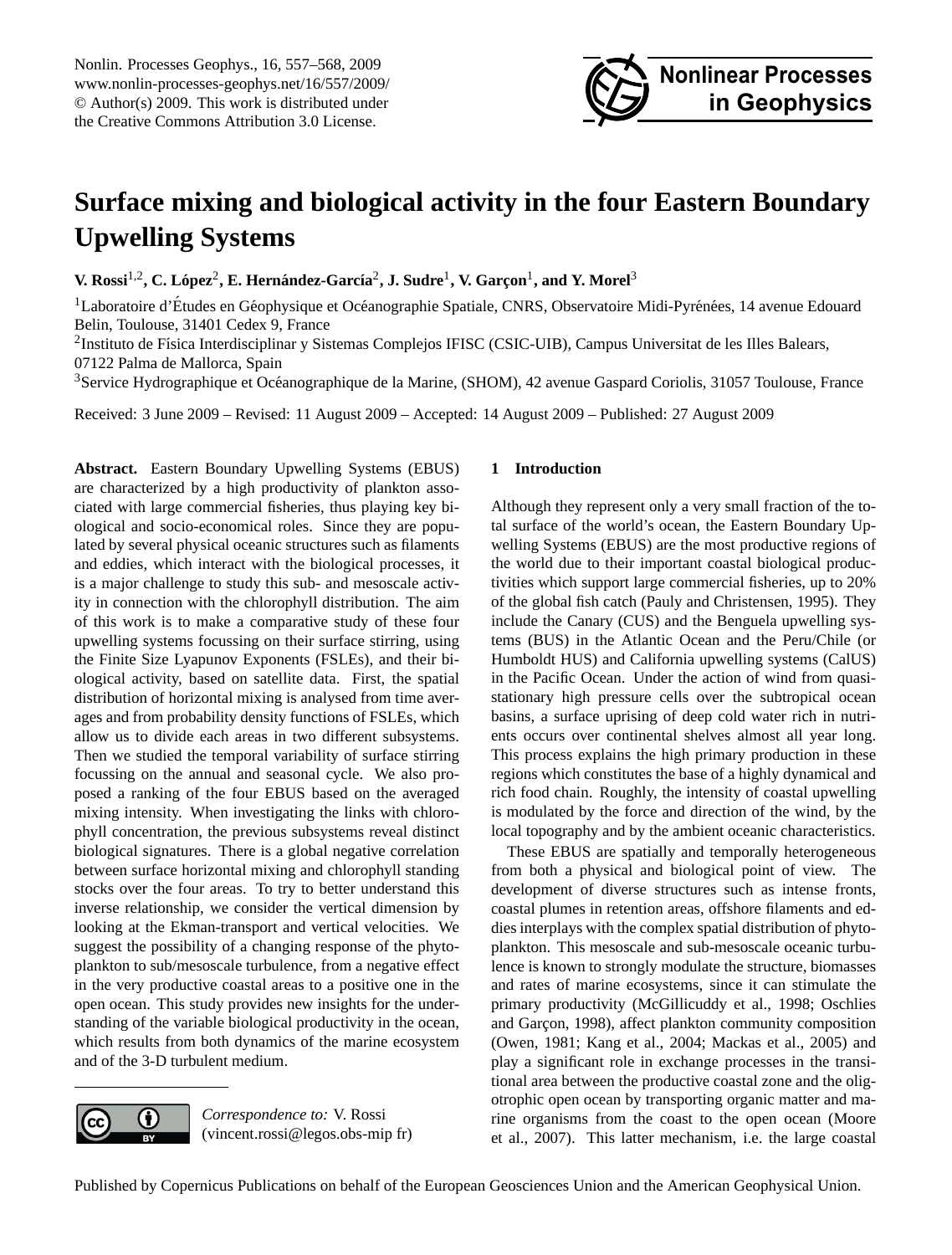# Surface mixing and biological activity in the four Eastern Boundary Upwelling Systems

**V. Rossi[1,2], C. López[2], E. Hernández-García[2], J. Sudre[1], V. Garçon[1], and Y. Morel[3]**

[1]Laboratoire d'Études en Géophysique et Océanographie Spatiale, CNRS, Observatoire Midi-Pyrénées, 14 avenue Edouard Belin, Toulouse, 31401 Cedex 9, France

[2]Instituto de Física Interdisciplinar y Sistemas Complejos IFISC (CSIC-UIB), Campus Universitat de les Illes Balears, 07122 Palma de Mallorca, Spain

[3]Service Hydrographique et Océanographique de la Marine, (SHOM), 42 avenue Gaspard Coriolis, 31057 Toulouse, France

Received: 3 June 2009 – Revised: 11 August 2009 – Accepted: 14 August 2009 – Published: 27 August 2009

**Abstract.** Eastern Boundary Upwelling Systems (EBUS) are characterized by a high productivity of plankton associated with large commercial fisheries, thus playing key biological and socio-economical roles. Since they are populated by several physical oceanic structures such as filaments and eddies, which interact with the biological processes, it is a major challenge to study this sub- and mesoscale activity in connection with the chlorophyll distribution. The aim of this work is to make a comparative study of these four upwelling systems focussing on their surface stirring, using the Finite Size Lyapunov Exponents (FSLEs), and their biological activity, based on satellite data. First, the spatial distribution of horizontal mixing is analysed from time averages and from probability density functions of FSLEs, which allow us to divide each areas in two different subsystems. Then we studied the temporal variability of surface stirring focussing on the annual and seasonal cycle. We also proposed a ranking of the four EBUS based on the averaged mixing intensity. When investigating the links with chlorophyll concentration, the previous subsystems reveal distinct biological signatures. There is a global negative correlation between surface horizontal mixing and chlorophyll standing stocks over the four areas. To try to better understand this inverse relationship, we consider the vertical dimension by looking at the Ekman-transport and vertical velocities. We suggest the possibility of a changing response of the phytoplankton to sub/mesoscale turbulence, from a negative effect in the very productive coastal areas to a positive one in the open ocean. This study provides new insights for the understanding of the variable biological productivity in the ocean, which results from both dynamics of the marine ecosystem and of the 3-D turbulent medium.

*Correspondence to:* V. Rossi (vincent.rossi@legos.obs-mip fr)

## 1 Introduction

Although they represent only a very small fraction of the total surface of the world's ocean, the Eastern Boundary Upwelling Systems (EBUS) are the most productive regions of the world due to their important coastal biological productivities which support large commercial fisheries, up to 20% of the global fish catch (Pauly and Christensen, 1995). They include the Canary (CUS) and the Benguela upwelling systems (BUS) in the Atlantic Ocean and the Peru/Chile (or Humboldt HUS) and California upwelling systems (CalUS) in the Pacific Ocean. Under the action of wind from quasi-stationary high pressure cells over the subtropical ocean basins, a surface uprising of deep cold water rich in nutrients occurs over continental shelves almost all year long. This process explains the high primary production in these regions which constitutes the base of a highly dynamical and rich food chain. Roughly, the intensity of coastal upwelling is modulated by the force and direction of the wind, by the local topography and by the ambient oceanic characteristics.

These EBUS are spatially and temporally heterogeneous from both a physical and biological point of view. The development of diverse structures such as intense fronts, coastal plumes in retention areas, offshore filaments and eddies interplays with the complex spatial distribution of phytoplankton. This mesoscale and sub-mesoscale oceanic turbulence is known to strongly modulate the structure, biomasses and rates of marine ecosystems, since it can stimulate the primary productivity (McGillicuddy et al., 1998; Oschlies and Garçon, 1998), affect plankton community composition (Owen, 1981; Kang et al., 2004; Mackas et al., 2005) and play a significant role in exchange processes in the transitional area between the productive coastal zone and the oligotrophic open ocean by transporting organic matter and marine organisms from the coast to the open ocean (Moore et al., 2007). This latter mechanism, i.e. the large coastal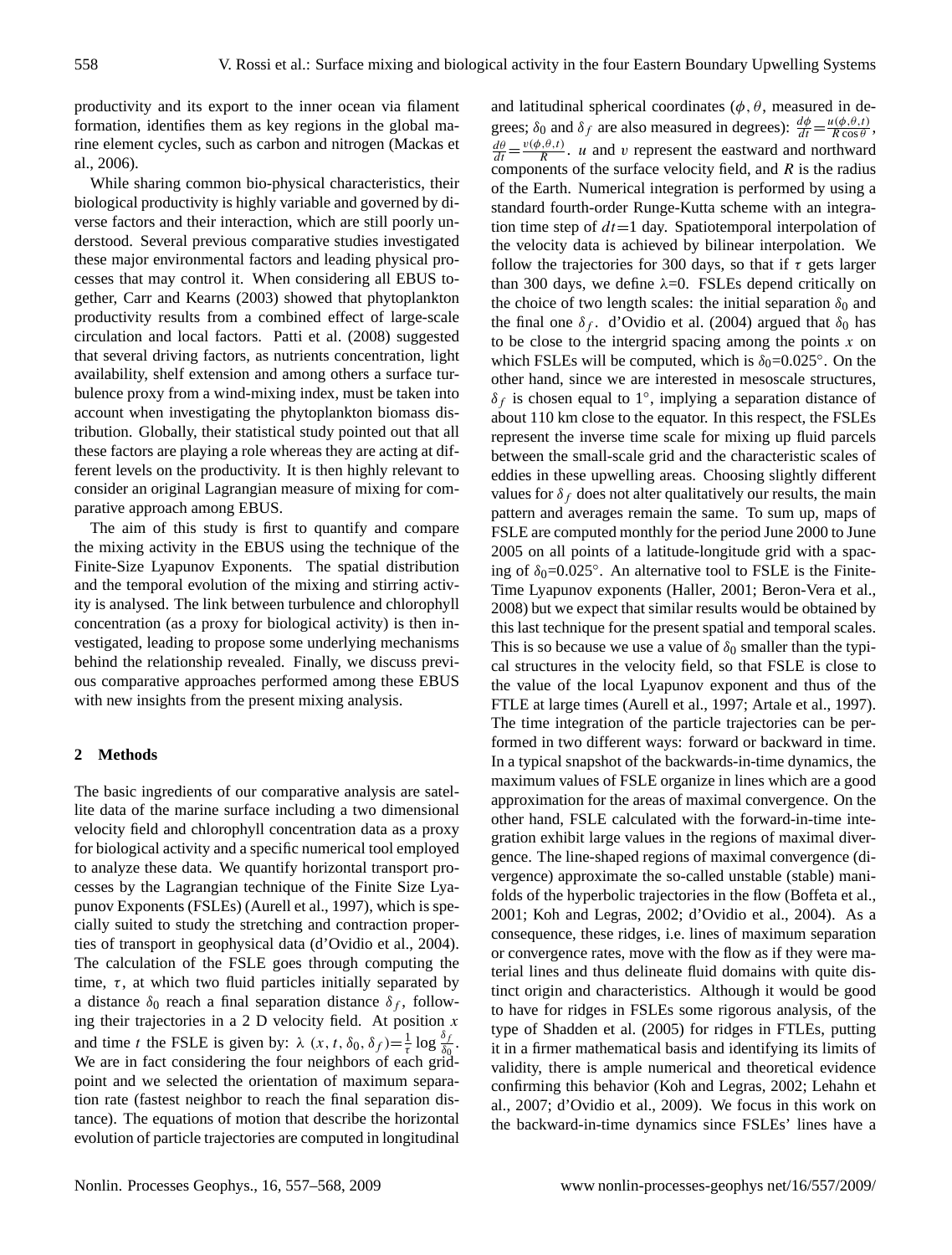productivity and its export to the inner ocean via filament formation, identifies them as key regions in the global marine element cycles, such as carbon and nitrogen (Mackas et al., 2006).

While sharing common bio-physical characteristics, their biological productivity is highly variable and governed by diverse factors and their interaction, which are still poorly understood. Several previous comparative studies investigated these major environmental factors and leading physical processes that may control it. When considering all EBUS together, Carr and Kearns (2003) showed that phytoplankton productivity results from a combined effect of large-scale circulation and local factors. Patti et al. (2008) suggested that several driving factors, as nutrients concentration, light availability, shelf extension and among others a surface turbulence proxy from a wind-mixing index, must be taken into account when investigating the phytoplankton biomass distribution. Globally, their statistical study pointed out that all these factors are playing a role whereas they are acting at different levels on the productivity. It is then highly relevant to consider an original Lagrangian measure of mixing for comparative approach among EBUS.

The aim of this study is first to quantify and compare the mixing activity in the EBUS using the technique of the Finite-Size Lyapunov Exponents. The spatial distribution and the temporal evolution of the mixing and stirring activity is analysed. The link between turbulence and chlorophyll concentration (as a proxy for biological activity) is then investigated, leading to propose some underlying mechanisms behind the relationship revealed. Finally, we discuss previous comparative approaches performed among these EBUS with new insights from the present mixing analysis.

## 2 Methods

The basic ingredients of our comparative analysis are satellite data of the marine surface including a two dimensional velocity field and chlorophyll concentration data as a proxy for biological activity and a specific numerical tool employed to analyze these data. We quantify horizontal transport processes by the Lagrangian technique of the Finite Size Lyapunov Exponents (FSLEs) (Aurell et al., 1997), which is specially suited to study the stretching and contraction properties of transport in geophysical data (d'Ovidio et al., 2004). The calculation of the FSLE goes through computing the time, $\tau$, at which two fluid particles initially separated by a distance $\delta_0$ reach a final separation distance $\delta_f$, following their trajectories in a 2 D velocity field. At position $x$ and time $t$ the FSLE is given by: $\lambda\ (x, t, \delta_0, \delta_f)=\frac{1}{\tau}\log\frac{\delta_f}{\delta_0}$. We are in fact considering the four neighbors of each gridpoint and we selected the orientation of maximum separation rate (fastest neighbor to reach the final separation distance). The equations of motion that describe the horizontal evolution of particle trajectories are computed in longitudinal and latitudinal spherical coordinates ($\phi, \theta$, measured in degrees; $\delta_0$ and $\delta_f$ are also measured in degrees): $\frac{d\phi}{dt}=\frac{u(\phi,\theta,t)}{R\cos\theta}$, $\frac{d\theta}{dt}=\frac{v(\phi,\theta,t)}{R}$. $u$ and $v$ represent the eastward and northward components of the surface velocity field, and $R$ is the radius of the Earth. Numerical integration is performed by using a standard fourth-order Runge-Kutta scheme with an integration time step of $dt$=1 day. Spatiotemporal interpolation of the velocity data is achieved by bilinear interpolation. We follow the trajectories for 300 days, so that if $\tau$ gets larger than 300 days, we define $\lambda$=0. FSLEs depend critically on the choice of two length scales: the initial separation $\delta_0$ and the final one $\delta_f$. d'Ovidio et al. (2004) argued that $\delta_0$ has to be close to the intergrid spacing among the points $x$ on which FSLEs will be computed, which is $\delta_0$=0.025°. On the other hand, since we are interested in mesoscale structures, $\delta_f$ is chosen equal to 1°, implying a separation distance of about 110 km close to the equator. In this respect, the FSLEs represent the inverse time scale for mixing up fluid parcels between the small-scale grid and the characteristic scales of eddies in these upwelling areas. Choosing slightly different values for $\delta_f$ does not alter qualitatively our results, the main pattern and averages remain the same. To sum up, maps of FSLE are computed monthly for the period June 2000 to June 2005 on all points of a latitude-longitude grid with a spacing of $\delta_0$=0.025°. An alternative tool to FSLE is the Finite-Time Lyapunov exponents (Haller, 2001; Beron-Vera et al., 2008) but we expect that similar results would be obtained by this last technique for the present spatial and temporal scales. This is so because we use a value of $\delta_0$ smaller than the typical structures in the velocity field, so that FSLE is close to the value of the local Lyapunov exponent and thus of the FTLE at large times (Aurell et al., 1997; Artale et al., 1997). The time integration of the particle trajectories can be performed in two different ways: forward or backward in time. In a typical snapshot of the backwards-in-time dynamics, the maximum values of FSLE organize in lines which are a good approximation for the areas of maximal convergence. On the other hand, FSLE calculated with the forward-in-time integration exhibit large values in the regions of maximal divergence. The line-shaped regions of maximal convergence (divergence) approximate the so-called unstable (stable) manifolds of the hyperbolic trajectories in the flow (Boffeta et al., 2001; Koh and Legras, 2002; d'Ovidio et al., 2004). As a consequence, these ridges, i.e. lines of maximum separation or convergence rates, move with the flow as if they were material lines and thus delineate fluid domains with quite distinct origin and characteristics. Although it would be good to have for ridges in FSLEs some rigorous analysis, of the type of Shadden et al. (2005) for ridges in FTLEs, putting it in a firmer mathematical basis and identifying its limits of validity, there is ample numerical and theoretical evidence confirming this behavior (Koh and Legras, 2002; Lehahn et al., 2007; d'Ovidio et al., 2009). We focus in this work on the backward-in-time dynamics since FSLEs' lines have a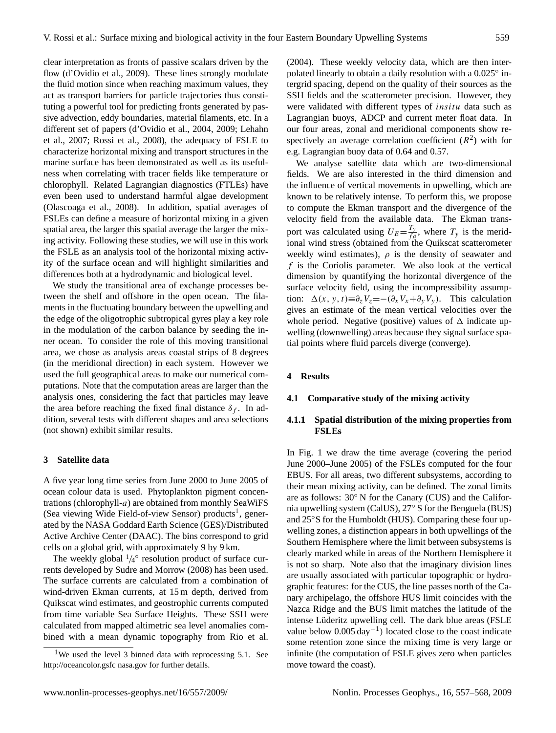clear interpretation as fronts of passive scalars driven by the flow (d'Ovidio et al., 2009). These lines strongly modulate the fluid motion since when reaching maximum values, they act as transport barriers for particle trajectories thus constituting a powerful tool for predicting fronts generated by passive advection, eddy boundaries, material filaments, etc. In a different set of papers (d'Ovidio et al., 2004, 2009; Lehahn et al., 2007; Rossi et al., 2008), the adequacy of FSLE to characterize horizontal mixing and transport structures in the marine surface has been demonstrated as well as its usefulness when correlating with tracer fields like temperature or chlorophyll. Related Lagrangian diagnostics (FTLEs) have even been used to understand harmful algae development (Olascoaga et al., 2008). In addition, spatial averages of FSLEs can define a measure of horizontal mixing in a given spatial area, the larger this spatial average the larger the mixing activity. Following these studies, we will use in this work the FSLE as an analysis tool of the horizontal mixing activity of the surface ocean and will highlight similarities and differences both at a hydrodynamic and biological level.

We study the transitional area of exchange processes between the shelf and offshore in the open ocean. The filaments in the fluctuating boundary between the upwelling and the edge of the oligotrophic subtropical gyres play a key role in the modulation of the carbon balance by seeding the inner ocean. To consider the role of this moving transitional area, we chose as analysis areas coastal strips of 8 degrees (in the meridional direction) in each system. However we used the full geographical areas to make our numerical computations. Note that the computation areas are larger than the analysis ones, considering the fact that particles may leave the area before reaching the fixed final distance $\delta_f$. In addition, several tests with different shapes and area selections (not shown) exhibit similar results.

## 3 Satellite data

A five year long time series from June 2000 to June 2005 of ocean colour data is used. Phytoplankton pigment concentrations (chlorophyll-*a*) are obtained from monthly SeaWiFS (Sea viewing Wide Field-of-view Sensor) products[1], generated by the NASA Goddard Earth Science (GES)/Distributed Active Archive Center (DAAC). The bins correspond to grid cells on a global grid, with approximately 9 by 9 km.

The weekly global $1/4^{\circ}$ resolution product of surface currents developed by Sudre and Morrow (2008) has been used. The surface currents are calculated from a combination of wind-driven Ekman currents, at 15 m depth, derived from Quikscat wind estimates, and geostrophic currents computed from time variable Sea Surface Heights. These SSH were calculated from mapped altimetric sea level anomalies combined with a mean dynamic topography from Rio et al. (2004). These weekly velocity data, which are then interpolated linearly to obtain a daily resolution with a 0.025° intergrid spacing, depend on the quality of their sources as the SSH fields and the scatterometer precision. However, they were validated with different types of *in situ* data such as Lagrangian buoys, ADCP and current meter float data. In our four areas, zonal and meridional components show respectively an average correlation coefficient ($R^2$) with for e.g. Lagrangian buoy data of 0.64 and 0.57.

We analyse satellite data which are two-dimensional fields. We are also interested in the third dimension and the influence of vertical movements in upwelling, which are known to be relatively intense. To perform this, we propose to compute the Ekman transport and the divergence of the velocity field from the available data. The Ekman transport was calculated using $U_E = \frac{T_y}{f\rho}$, where $T_y$ is the meridional wind stress (obtained from the Quikscat scatterometer weekly wind estimates), $\rho$ is the density of seawater and $f$ is the Coriolis parameter. We also look at the vertical dimension by quantifying the horizontal divergence of the surface velocity field, using the incompressibility assumption: $\Delta(x, y, t) \equiv \partial_z V_z = -(\partial_x V_x + \partial_y V_y)$. This calculation gives an estimate of the mean vertical velocities over the whole period. Negative (positive) values of $\Delta$ indicate upwelling (downwelling) areas because they signal surface spatial points where fluid parcels diverge (converge).

## 4 Results

### 4.1 Comparative study of the mixing activity

#### 4.1.1 Spatial distribution of the mixing properties from FSLEs

In Fig. 1 we draw the time average (covering the period June 2000–June 2005) of the FSLEs computed for the four EBUS. For all areas, two different subsystems, according to their mean mixing activity, can be defined. The zonal limits are as follows: 30° N for the Canary (CUS) and the California upwelling system (CalUS), 27° S for the Benguela (BUS) and 25°S for the Humboldt (HUS). Comparing these four upwelling zones, a distinction appears in both upwellings of the Southern Hemisphere where the limit between subsystems is clearly marked while in areas of the Northern Hemisphere it is not so sharp. Note also that the imaginary division lines are usually associated with particular topographic or hydrographic features: for the CUS, the line passes north of the Canary archipelago, the offshore HUS limit coincides with the Nazca Ridge and the BUS limit matches the latitude of the intense Lüderitz upwelling cell. The dark blue areas (FSLE value below 0.005 $\text{day}^{-1}$) located close to the coast indicate some retention zone since the mixing time is very large or infinite (the computation of FSLE gives zero when particles move toward the coast).

---

[1] We used the level 3 binned data with reprocessing 5.1. See http://oceancolor.gsfc nasa.gov for further details.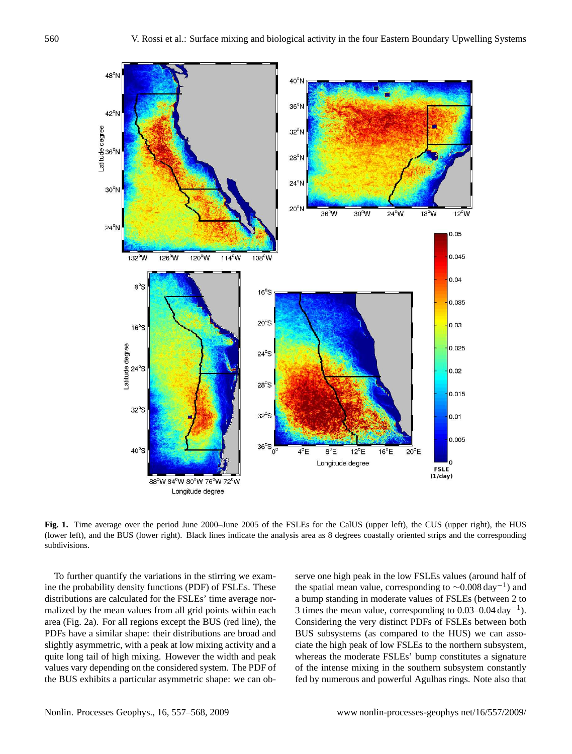**Fig. 1.** Time average over the period June 2000–June 2005 of the FSLEs for the CalUS (upper left), the CUS (upper right), the HUS (lower left), and the BUS (lower right). Black lines indicate the analysis area as 8 degrees coastally oriented strips and the corresponding subdivisions.

To further quantify the variations in the stirring we examine the probability density functions (PDF) of FSLEs. These distributions are calculated for the FSLEs' time average normalized by the mean values from all grid points within each area (Fig. 2a). For all regions except the BUS (red line), the PDFs have a similar shape: their distributions are broad and slightly asymmetric, with a peak at low mixing activity and a quite long tail of high mixing. However the width and peak values vary depending on the considered system. The PDF of the BUS exhibits a particular asymmetric shape: we can observe one high peak in the low FSLEs values (around half of the spatial mean value, corresponding to $\sim$0.008 day$^{-1}$) and a bump standing in moderate values of FSLEs (between 2 to 3 times the mean value, corresponding to 0.03–0.04 day$^{-1}$). Considering the very distinct PDFs of FSLEs between both BUS subsystems (as compared to the HUS) we can associate the high peak of low FSLEs to the northern subsystem, whereas the moderate FSLEs' bump constitutes a signature of the intense mixing in the southern subsystem constantly fed by numerous and powerful Agulhas rings. Note also that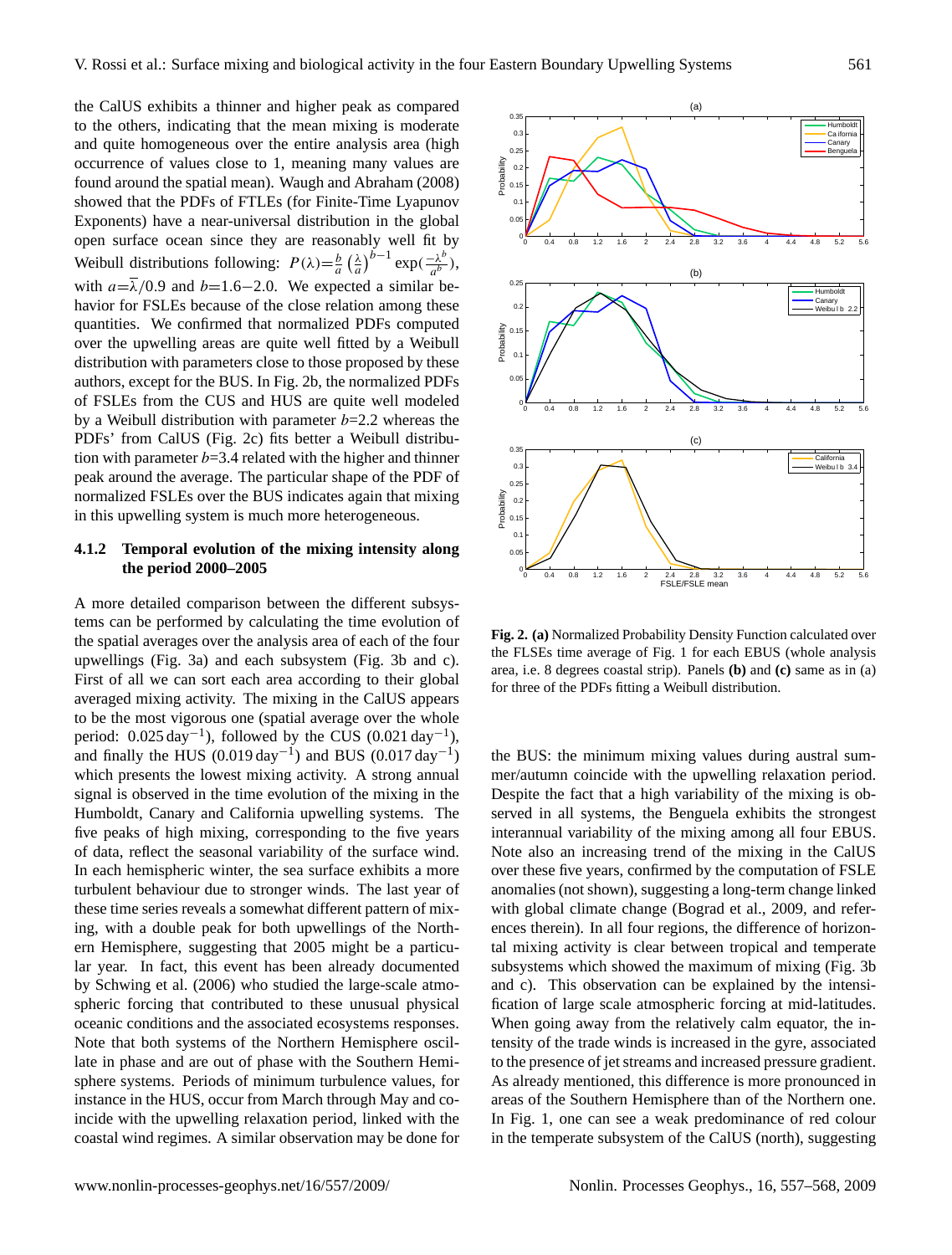the CalUS exhibits a thinner and higher peak as compared to the others, indicating that the mean mixing is moderate and quite homogeneous over the entire analysis area (high occurrence of values close to 1, meaning many values are found around the spatial mean). Waugh and Abraham (2008) showed that the PDFs of FTLEs (for Finite-Time Lyapunov Exponents) have a near-universal distribution in the global open surface ocean since they are reasonably well fit by Weibull distributions following: $P(\lambda)=\frac{b}{a}\left(\frac{\lambda}{a}\right)^{b-1}\exp(\frac{-\lambda^b}{a^b})$, with $a=\overline{\lambda}/0.9$ and $b=1.6-2.0$. We expected a similar behavior for FSLEs because of the close relation among these quantities. We confirmed that normalized PDFs computed over the upwelling areas are quite well fitted by a Weibull distribution with parameters close to those proposed by these authors, except for the BUS. In Fig. 2b, the normalized PDFs of FSLEs from the CUS and HUS are quite well modeled by a Weibull distribution with parameter $b$=2.2 whereas the PDFs' from CalUS (Fig. 2c) fits better a Weibull distribution with parameter $b$=3.4 related with the higher and thinner peak around the average. The particular shape of the PDF of normalized FSLEs over the BUS indicates again that mixing in this upwelling system is much more heterogeneous.

#### 4.1.2 Temporal evolution of the mixing intensity along the period 2000–2005

A more detailed comparison between the different subsystems can be performed by calculating the time evolution of the spatial averages over the analysis area of each of the four upwellings (Fig. 3a) and each subsystem (Fig. 3b and c). First of all we can sort each area according to their global averaged mixing activity. The mixing in the CalUS appears to be the most vigorous one (spatial average over the whole period: 0.025 $\text{day}^{-1}$), followed by the CUS (0.021 $\text{day}^{-1}$), and finally the HUS (0.019 $\text{day}^{-1}$) and BUS (0.017 $\text{day}^{-1}$) which presents the lowest mixing activity. A strong annual signal is observed in the time evolution of the mixing in the Humboldt, Canary and California upwelling systems. The five peaks of high mixing, corresponding to the five years of data, reflect the seasonal variability of the surface wind. In each hemisphere winter, the sea surface exhibits a more turbulent behaviour due to stronger winds. The last year of these time series reveals a somewhat different pattern of mixing, with a double peak for both upwellings of the Northern Hemisphere, suggesting that 2005 might be a particular year. In fact, this event has been already documented by Schwing et al. (2006) who studied the large-scale atmospheric forcing that contributed to these unusual physical oceanic conditions and the associated ecosystems responses. Note that both systems of the Northern Hemisphere oscillate in phase and are out of phase with the Southern Hemisphere systems. Periods of minimum turbulence values, for instance in the HUS, occur from March through May and coincide with the upwelling relaxation period, linked with the coastal wind regimes. A similar observation may be done for the BUS: the minimum mixing values during austral summer/autumn coincide with the upwelling relaxation period. Despite the fact that a high variability of the mixing is observed in all systems, the Benguela exhibits the strongest interannual variability of the mixing among all four EBUS. Note also an increasing trend of the mixing in the CalUS over these five years, confirmed by the computation of FSLE anomalies (not shown), suggesting a long-term change linked with global climate change (Bograd et al., 2009, and references therein). In all four regions, the difference of horizontal mixing activity is clear between tropical and temperate subsystems which showed the maximum of mixing (Fig. 3b and c). This observation can be explained by the intensification of large scale atmospheric forcing at mid-latitudes. When going away from the relatively calm equator, the intensity of the trade winds is increased in the gyre, associated to the presence of jet streams and increased pressure gradient. As already mentioned, this difference is more pronounced in areas of the Southern Hemisphere than of the Northern one. In Fig. 1, one can see a weak predominance of red colour in the temperate subsystem of the CalUS (north), suggesting

**Fig. 2. (a)** Normalized Probability Density Function calculated over the FLSEs time average of Fig. 1 for each EBUS (whole analysis area, i.e. 8 degrees coastal strip). Panels **(b)** and **(c)** same as in (a) for three of the PDFs fitting a Weibull distribution.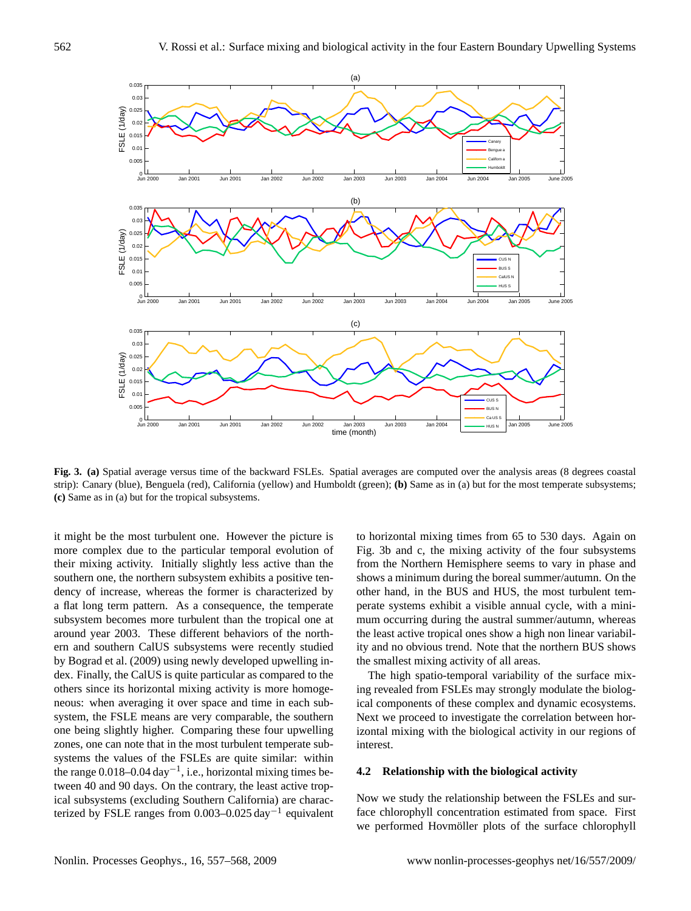**Fig. 3.** **(a)** Spatial average versus time of the backward FSLEs. Spatial averages are computed over the analysis areas (8 degrees coastal strip): Canary (blue), Benguela (red), California (yellow) and Humboldt (green); **(b)** Same as in (a) but for the most temperate subsystems; **(c)** Same as in (a) but for the tropical subsystems.

it might be the most turbulent one. However the picture is more complex due to the particular temporal evolution of their mixing activity. Initially slightly less active than the southern one, the northern subsystem exhibits a positive tendency of increase, whereas the former is characterized by a flat long term pattern. As a consequence, the temperate subsystem becomes more turbulent than the tropical one at around year 2003. These different behaviors of the northern and southern CalUS subsystems were recently studied by Bograd et al. (2009) using newly developed upwelling index. Finally, the CalUS is quite particular as compared to the others since its horizontal mixing activity is more homogeneous: when averaging it over space and time in each subsystem, the FSLE means are very comparable, the southern one being slightly higher. Comparing these four upwelling zones, one can note that in the most turbulent temperate subsystems the values of the FSLEs are quite similar: within the range 0.018–0.04 $\mathrm{day}^{-1}$, i.e., horizontal mixing times between 40 and 90 days. On the contrary, the least active tropical subsystems (excluding Southern California) are characterized by FSLE ranges from 0.003–0.025 $\mathrm{day}^{-1}$ equivalent to horizontal mixing times from 65 to 530 days. Again on Fig. 3b and c, the mixing activity of the four subsystems from the Northern Hemisphere seems to vary in phase and shows a minimum during the boreal summer/autumn. On the other hand, in the BUS and HUS, the most turbulent temperate systems exhibit a visible annual cycle, with a minimum occurring during the austral summer/autumn, whereas the least active tropical ones show a high non linear variability and no obvious trend. Note that the northern BUS shows the smallest mixing activity of all areas.

The high spatio-temporal variability of the surface mixing revealed from FSLEs may strongly modulate the biological components of these complex and dynamic ecosystems. Next we proceed to investigate the correlation between horizontal mixing with the biological activity in our regions of interest.

### 4.2 Relationship with the biological activity

Now we study the relationship between the FSLEs and surface chlorophyll concentration estimated from space. First we performed Hovmöller plots of the surface chlorophyll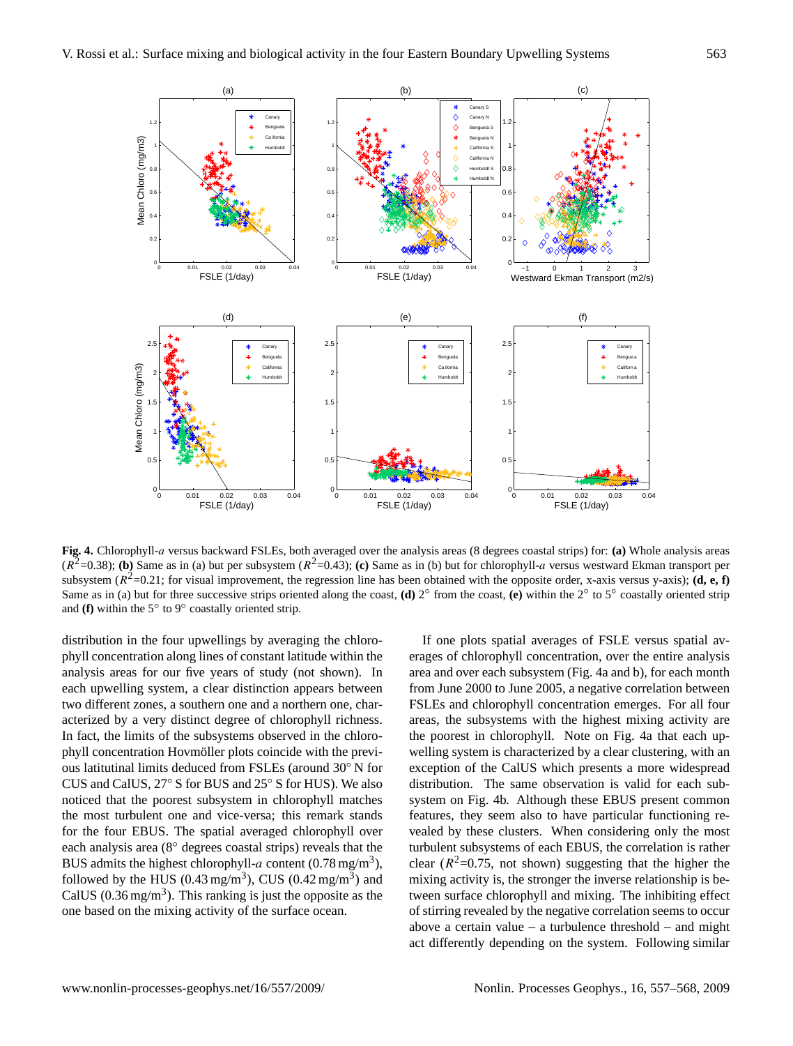**Fig. 4.** Chlorophyll-*a* versus backward FSLEs, both averaged over the analysis areas (8 degrees coastal strips) for: **(a)** Whole analysis areas ($R^2$=0.38); **(b)** Same as in (a) but per subsystem ($R^2$=0.43); **(c)** Same as in (b) but for chlorophyll-*a* versus westward Ekman transport per subsystem ($R^2$=0.21; for visual improvement, the regression line has been obtained with the opposite order, x-axis versus y-axis); **(d, e, f)** Same as in (a) but for three successive strips oriented along the coast, **(d)** 2° from the coast, **(e)** within the 2° to 5° coastally oriented strip and **(f)** within the 5° to 9° coastally oriented strip.

distribution in the four upwellings by averaging the chlorophyll concentration along lines of constant latitude within the analysis areas for our five years of study (not shown). In each upwelling system, a clear distinction appears between two different zones, a southern one and a northern one, characterized by a very distinct degree of chlorophyll richness. In fact, the limits of the subsystems observed in the chlorophyll concentration Hovmöller plots coincide with the previous latitutinal limits deduced from FSLEs (around 30° N for CUS and CalUS, 27° S for BUS and 25° S for HUS). We also noticed that the poorest subsystem in chlorophyll matches the most turbulent one and vice-versa; this remark stands for the four EBUS. The spatial averaged chlorophyll over each analysis area (8° degrees coastal strips) reveals that the BUS admits the highest chlorophyll-*a* content (0.78 mg/m$^3$), followed by the HUS (0.43 mg/m$^3$), CUS (0.42 mg/m$^3$) and CalUS (0.36 mg/m$^3$). This ranking is just the opposite as the one based on the mixing activity of the surface ocean.

If one plots spatial averages of FSLE versus spatial averages of chlorophyll concentration, over the entire analysis area and over each subsystem (Fig. 4a and b), for each month from June 2000 to June 2005, a negative correlation between FSLEs and chlorophyll concentration emerges. For all four areas, the subsystems with the highest mixing activity are the poorest in chlorophyll. Note on Fig. 4a that each upwelling system is characterized by a clear clustering, with an exception of the CalUS which presents a more widespread distribution. The same observation is valid for each subsystem on Fig. 4b. Although these EBUS present common features, they seem also to have particular functioning revealed by these clusters. When considering only the most turbulent subsystems of each EBUS, the correlation is rather clear ($R^2$=0.75, not shown) suggesting that the higher the mixing activity is, the stronger the inverse relationship is between surface chlorophyll and mixing. The inhibiting effect of stirring revealed by the negative correlation seems to occur above a certain value – a turbulence threshold – and might act differently depending on the system. Following similar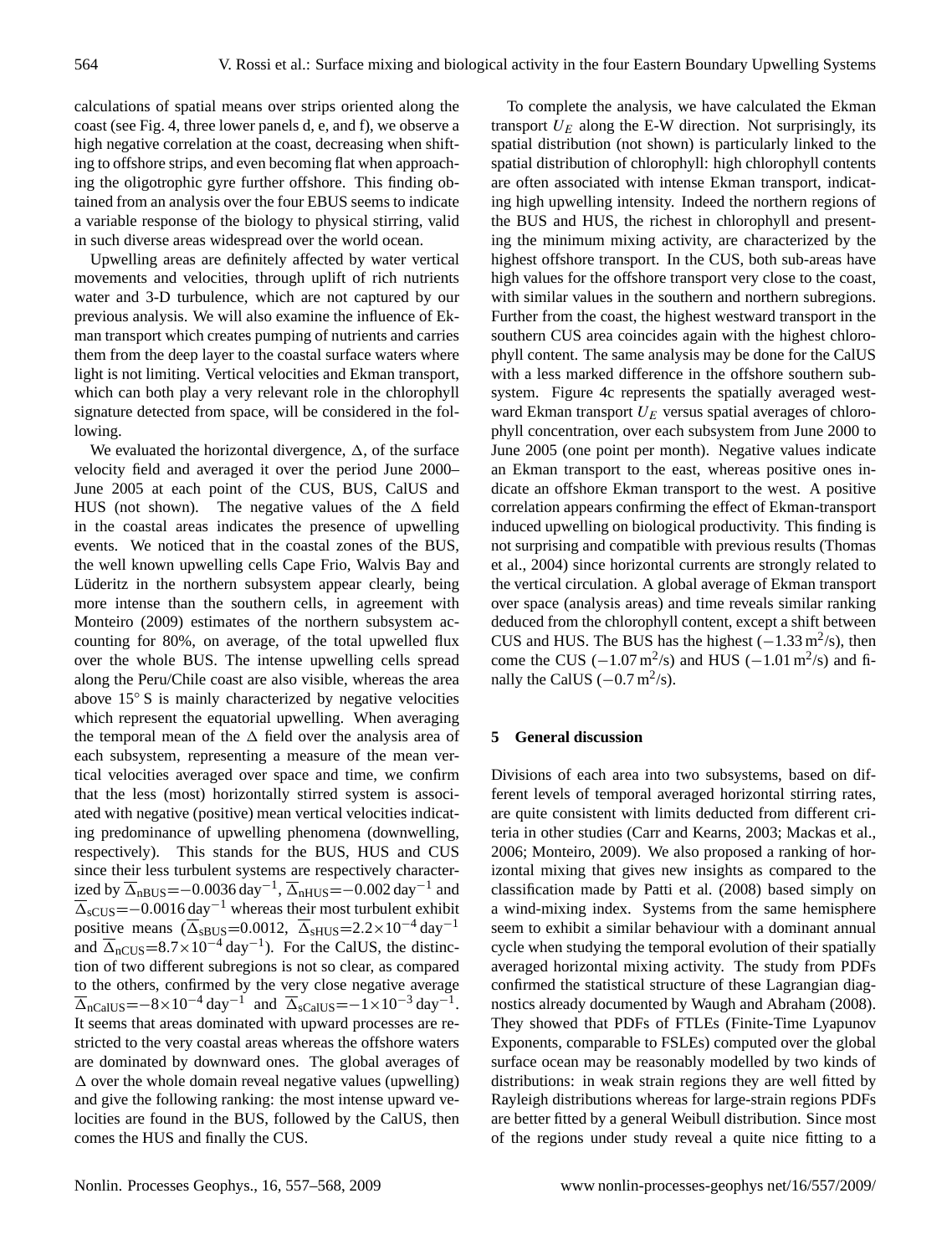calculations of spatial means over strips oriented along the coast (see Fig. 4, three lower panels d, e, and f), we observe a high negative correlation at the coast, decreasing when shifting to offshore strips, and even becoming flat when approaching the oligotrophic gyre further offshore. This finding obtained from an analysis over the four EBUS seems to indicate a variable response of the biology to physical stirring, valid in such diverse areas widespread over the world ocean.

Upwelling areas are definitely affected by water vertical movements and velocities, through uplift of rich nutrients water and 3-D turbulence, which are not captured by our previous analysis. We will also examine the influence of Ekman transport which creates pumping of nutrients and carries them from the deep layer to the coastal surface waters where light is not limiting. Vertical velocities and Ekman transport, which can both play a very relevant role in the chlorophyll signature detected from space, will be considered in the following.

We evaluated the horizontal divergence, $\Delta$, of the surface velocity field and averaged it over the period June 2000–June 2005 at each point of the CUS, BUS, CalUS and HUS (not shown). The negative values of the $\Delta$ field in the coastal areas indicates the presence of upwelling events. We noticed that in the coastal zones of the BUS, the well known upwelling cells Cape Frio, Walvis Bay and Lüderitz in the northern subsystem appear clearly, being more intense than the southern cells, in agreement with Monteiro (2009) estimates of the northern subsystem accounting for 80%, on average, of the total upwelled flux over the whole BUS. The intense upwelling cells spread along the Peru/Chile coast are also visible, whereas the area above 15° S is mainly characterized by negative velocities which represent the equatorial upwelling. When averaging the temporal mean of the $\Delta$ field over the analysis area of each subsystem, representing a measure of the mean vertical velocities averaged over space and time, we confirm that the less (most) horizontally stirred system is associated with negative (positive) mean vertical velocities indicating predominance of upwelling phenomena (downwelling, respectively). This stands for the BUS, HUS and CUS since their less turbulent systems are respectively characterized by $\overline{\Delta}_{\mathrm{nBUS}}=-0.0036\,\mathrm{day}^{-1}$, $\overline{\Delta}_{\mathrm{nHUS}}=-0.002\,\mathrm{day}^{-1}$ and $\overline{\Delta}_{\mathrm{sCUS}}=-0.0016\,\mathrm{day}^{-1}$ whereas their most turbulent exhibit positive means ($\overline{\Delta}_{\mathrm{sBUS}}=0.0012$, $\overline{\Delta}_{\mathrm{sHUS}}=2.2\times10^{-4}\,\mathrm{day}^{-1}$ and $\overline{\Delta}_{\mathrm{nCUS}}=8.7\times10^{-4}\,\mathrm{day}^{-1}$). For the CalUS, the distinction of two different subregions is not so clear, as compared to the others, confirmed by the very close negative average $\overline{\Delta}_{\mathrm{nCalUS}}=-8\times10^{-4}\,\mathrm{day}^{-1}$ and $\overline{\Delta}_{\mathrm{sCalUS}}=-1\times10^{-3}\,\mathrm{day}^{-1}$. It seems that areas dominated with upward processes are restricted to the very coastal areas whereas the offshore waters are dominated by downward ones. The global averages of $\Delta$ over the whole domain reveal negative values (upwelling) and give the following ranking: the most intense upward velocities are found in the BUS, followed by the CalUS, then comes the HUS and finally the CUS.

To complete the analysis, we have calculated the Ekman transport $U_E$ along the E-W direction. Not surprisingly, its spatial distribution (not shown) is particularly linked to the spatial distribution of chlorophyll: high chlorophyll contents are often associated with intense Ekman transport, indicating high upwelling intensity. Indeed the northern regions of the BUS and HUS, the richest in chlorophyll and presenting the minimum mixing activity, are characterized by the highest offshore transport. In the CUS, both sub-areas have high values for the offshore transport very close to the coast, with similar values in the southern and northern subregions. Further from the coast, the highest westward transport in the southern CUS area coincides again with the highest chlorophyll content. The same analysis may be done for the CalUS with a less marked difference in the offshore southern subsystem. Figure 4c represents the spatially averaged westward Ekman transport $U_E$ versus spatial averages of chlorophyll concentration, over each subsystem from June 2000 to June 2005 (one point per month). Negative values indicate an Ekman transport to the east, whereas positive ones indicate an offshore Ekman transport to the west. A positive correlation appears confirming the effect of Ekman-transport induced upwelling on biological productivity. This finding is not surprising and compatible with previous results (Thomas et al., 2004) since horizontal currents are strongly related to the vertical circulation. A global average of Ekman transport over space (analysis areas) and time reveals similar ranking deduced from the chlorophyll content, except a shift between CUS and HUS. The BUS has the highest ($-1.33\,\mathrm{m}^2/\mathrm{s}$), then come the CUS ($-1.07\,\mathrm{m}^2/\mathrm{s}$) and HUS ($-1.01\,\mathrm{m}^2/\mathrm{s}$) and finally the CalUS ($-0.7\,\mathrm{m}^2/\mathrm{s}$).

## 5 General discussion

Divisions of each area into two subsystems, based on different levels of temporal averaged horizontal stirring rates, are quite consistent with limits deducted from different criteria in other studies (Carr and Kearns, 2003; Mackas et al., 2006; Monteiro, 2009). We also proposed a ranking of horizontal mixing that gives new insights as compared to the classification made by Patti et al. (2008) based simply on a wind-mixing index. Systems from the same hemisphere seem to exhibit a similar behaviour with a dominant annual cycle when studying the temporal evolution of their spatially averaged horizontal mixing activity. The study from PDFs confirmed the statistical structure of these Lagrangian diagnostics already documented by Waugh and Abraham (2008). They showed that PDFs of FTLEs (Finite-Time Lyapunov Exponents, comparable to FSLEs) computed over the global surface ocean may be reasonably modelled by two kinds of distributions: in weak strain regions they are well fitted by Rayleigh distributions whereas for large-strain regions PDFs are better fitted by a general Weibull distribution. Since most of the regions under study reveal a quite nice fitting to a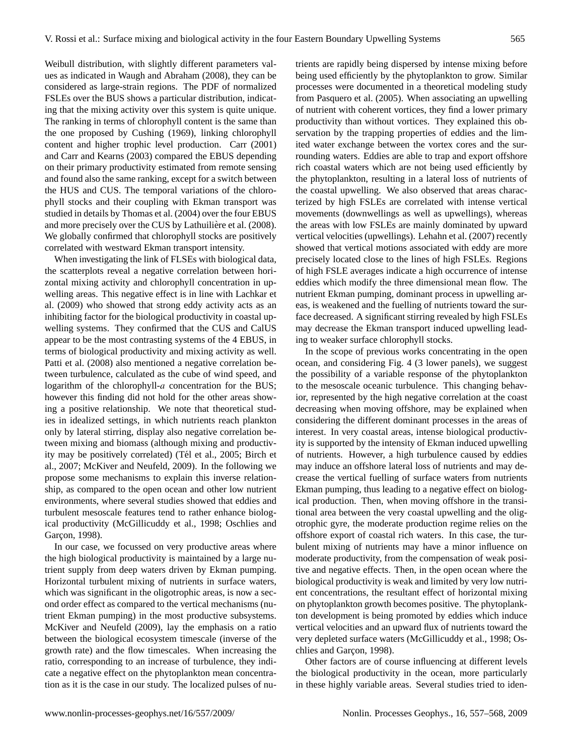Weibull distribution, with slightly different parameters values as indicated in Waugh and Abraham (2008), they can be considered as large-strain regions. The PDF of normalized FSLEs over the BUS shows a particular distribution, indicating that the mixing activity over this system is quite unique. The ranking in terms of chlorophyll content is the same than the one proposed by Cushing (1969), linking chlorophyll content and higher trophic level production. Carr (2001) and Carr and Kearns (2003) compared the EBUS depending on their primary productivity estimated from remote sensing and found also the same ranking, except for a switch between the HUS and CUS. The temporal variations of the chlorophyll stocks and their coupling with Ekman transport was studied in details by Thomas et al. (2004) over the four EBUS and more precisely over the CUS by Lathuilière et al. (2008). We globally confirmed that chlorophyll stocks are positively correlated with westward Ekman transport intensity.

When investigating the link of FLSEs with biological data, the scatterplots reveal a negative correlation between horizontal mixing activity and chlorophyll concentration in upwelling areas. This negative effect is in line with Lachkar et al. (2009) who showed that strong eddy activity acts as an inhibiting factor for the biological productivity in coastal upwelling systems. They confirmed that the CUS and CalUS appear to be the most contrasting systems of the 4 EBUS, in terms of biological productivity and mixing activity as well. Patti et al. (2008) also mentioned a negative correlation between turbulence, calculated as the cube of wind speed, and logarithm of the chlorophyll-*a* concentration for the BUS; however this finding did not hold for the other areas showing a positive relationship. We note that theoretical studies in idealized settings, in which nutrients reach plankton only by lateral stirring, display also negative correlation between mixing and biomass (although mixing and productivity may be positively correlated) (Tél et al., 2005; Birch et al., 2007; McKiver and Neufeld, 2009). In the following we propose some mechanisms to explain this inverse relationship, as compared to the open ocean and other low nutrient environments, where several studies showed that eddies and turbulent mesoscale features tend to rather enhance biological productivity (McGillicuddy et al., 1998; Oschlies and Garçon, 1998).

In our case, we focussed on very productive areas where the high biological productivity is maintained by a large nutrient supply from deep waters driven by Ekman pumping. Horizontal turbulent mixing of nutrients in surface waters, which was significant in the oligotrophic areas, is now a second order effect as compared to the vertical mechanisms (nutrient Ekman pumping) in the most productive subsystems. McKiver and Neufeld (2009), lay the emphasis on a ratio between the biological ecosystem timescale (inverse of the growth rate) and the flow timescales. When increasing the ratio, corresponding to an increase of turbulence, they indicate a negative effect on the phytoplankton mean concentration as it is the case in our study. The localized pulses of nutrients are rapidly being dispersed by intense mixing before being used efficiently by the phytoplankton to grow. Similar processes were documented in a theoretical modeling study from Pasquero et al. (2005). When associating an upwelling of nutrient with coherent vortices, they find a lower primary productivity than without vortices. They explained this observation by the trapping properties of eddies and the limited water exchange between the vortex cores and the surrounding waters. Eddies are able to trap and export offshore rich coastal waters which are not being used efficiently by the phytoplankton, resulting in a lateral loss of nutrients of the coastal upwelling. We also observed that areas characterized by high FSLEs are correlated with intense vertical movements (downwellings as well as upwellings), whereas the areas with low FSLEs are mainly dominated by upward vertical velocities (upwellings). Lehahn et al. (2007) recently showed that vertical motions associated with eddy are more precisely located close to the lines of high FSLEs. Regions of high FSLE averages indicate a high occurrence of intense eddies which modify the three dimensional mean flow. The nutrient Ekman pumping, dominant process in upwelling areas, is weakened and the fuelling of nutrients toward the surface decreased. A significant stirring revealed by high FSLEs may decrease the Ekman transport induced upwelling leading to weaker surface chlorophyll stocks.

In the scope of previous works concentrating in the open ocean, and considering Fig. 4 (3 lower panels), we suggest the possibility of a variable response of the phytoplankton to the mesoscale oceanic turbulence. This changing behavior, represented by the high negative correlation at the coast decreasing when moving offshore, may be explained when considering the different dominant processes in the areas of interest. In very coastal areas, intense biological productivity is supported by the intensity of Ekman induced upwelling of nutrients. However, a high turbulence caused by eddies may induce an offshore lateral loss of nutrients and may decrease the vertical fuelling of surface waters from nutrients Ekman pumping, thus leading to a negative effect on biological production. Then, when moving offshore in the transitional area between the very coastal upwelling and the oligotrophic gyre, the moderate production regime relies on the offshore export of coastal rich waters. In this case, the turbulent mixing of nutrients may have a minor influence on moderate productivity, from the compensation of weak positive and negative effects. Then, in the open ocean where the biological productivity is weak and limited by very low nutrient concentrations, the resultant effect of horizontal mixing on phytoplankton growth becomes positive. The phytoplankton development is being promoted by eddies which induce vertical velocities and an upward flux of nutrients toward the very depleted surface waters (McGillicuddy et al., 1998; Oschlies and Garçon, 1998).

Other factors are of course influencing at different levels the biological productivity in the ocean, more particularly in these highly variable areas. Several studies tried to iden-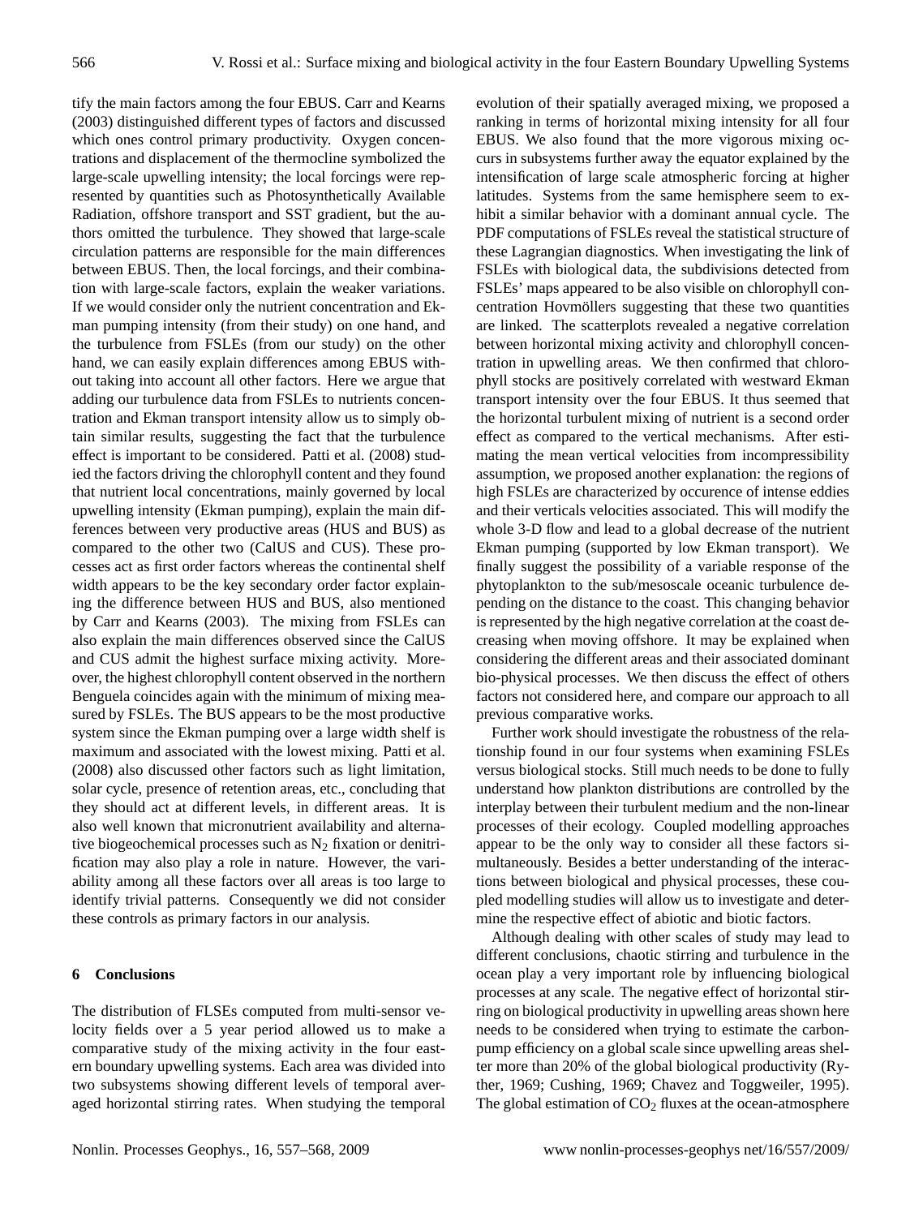tify the main factors among the four EBUS. Carr and Kearns (2003) distinguished different types of factors and discussed which ones control primary productivity. Oxygen concentrations and displacement of the thermocline symbolized the large-scale upwelling intensity; the local forcings were represented by quantities such as Photosynthetically Available Radiation, offshore transport and SST gradient, but the authors omitted the turbulence. They showed that large-scale circulation patterns are responsible for the main differences between EBUS. Then, the local forcings, and their combination with large-scale factors, explain the weaker variations. If we would consider only the nutrient concentration and Ekman pumping intensity (from their study) on one hand, and the turbulence from FSLEs (from our study) on the other hand, we can easily explain differences among EBUS without taking into account all other factors. Here we argue that adding our turbulence data from FSLEs to nutrients concentration and Ekman transport intensity allow us to simply obtain similar results, suggesting the fact that the turbulence effect is important to be considered. Patti et al. (2008) studied the factors driving the chlorophyll content and they found that nutrient local concentrations, mainly governed by local upwelling intensity (Ekman pumping), explain the main differences between very productive areas (HUS and BUS) as compared to the other two (CalUS and CUS). These processes act as first order factors whereas the continental shelf width appears to be the key secondary order factor explaining the difference between HUS and BUS, also mentioned by Carr and Kearns (2003). The mixing from FSLEs can also explain the main differences observed since the CalUS and CUS admit the highest surface mixing activity. Moreover, the highest chlorophyll content observed in the northern Benguela coincides again with the minimum of mixing measured by FSLEs. The BUS appears to be the most productive system since the Ekman pumping over a large width shelf is maximum and associated with the lowest mixing. Patti et al. (2008) also discussed other factors such as light limitation, solar cycle, presence of retention areas, etc., concluding that they should act at different levels, in different areas. It is also well known that micronutrient availability and alternative biogeochemical processes such as $N_2$ fixation or denitrification may also play a role in nature. However, the variability among all these factors over all areas is too large to identify trivial patterns. Consequently we did not consider these controls as primary factors in our analysis.

## 6 Conclusions

The distribution of FLSEs computed from multi-sensor velocity fields over a 5 year period allowed us to make a comparative study of the mixing activity in the four eastern boundary upwelling systems. Each area was divided into two subsystems showing different levels of temporal averaged horizontal stirring rates. When studying the temporal evolution of their spatially averaged mixing, we proposed a ranking in terms of horizontal mixing intensity for all four EBUS. We also found that the more vigorous mixing occurs in subsystems further away the equator explained by the intensification of large scale atmospheric forcing at higher latitudes. Systems from the same hemisphere seem to exhibit a similar behavior with a dominant annual cycle. The PDF computations of FSLEs reveal the statistical structure of these Lagrangian diagnostics. When investigating the link of FSLEs with biological data, the subdivisions detected from FSLEs' maps appeared to be also visible on chlorophyll concentration Hovmöllers suggesting that these two quantities are linked. The scatterplots revealed a negative correlation between horizontal mixing activity and chlorophyll concentration in upwelling areas. We then confirmed that chlorophyll stocks are positively correlated with westward Ekman transport intensity over the four EBUS. It thus seemed that the horizontal turbulent mixing of nutrient is a second order effect as compared to the vertical mechanisms. After estimating the mean vertical velocities from incompressibility assumption, we proposed another explanation: the regions of high FSLEs are characterized by occurence of intense eddies and their verticals velocities associated. This will modify the whole 3-D flow and lead to a global decrease of the nutrient Ekman pumping (supported by low Ekman transport). We finally suggest the possibility of a variable response of the phytoplankton to the sub/mesoscale oceanic turbulence depending on the distance to the coast. This changing behavior is represented by the high negative correlation at the coast decreasing when moving offshore. It may be explained when considering the different areas and their associated dominant bio-physical processes. We then discuss the effect of others factors not considered here, and compare our approach to all previous comparative works.

Further work should investigate the robustness of the relationship found in our four systems when examining FSLEs versus biological stocks. Still much needs to be done to fully understand how plankton distributions are controlled by the interplay between their turbulent medium and the non-linear processes of their ecology. Coupled modelling approaches appear to be the only way to consider all these factors simultaneously. Besides a better understanding of the interactions between biological and physical processes, these coupled modelling studies will allow us to investigate and determine the respective effect of abiotic and biotic factors.

Although dealing with other scales of study may lead to different conclusions, chaotic stirring and turbulence in the ocean play a very important role by influencing biological processes at any scale. The negative effect of horizontal stirring on biological productivity in upwelling areas shown here needs to be considered when trying to estimate the carbon-pump efficiency on a global scale since upwelling areas shelter more than 20% of the global biological productivity (Ryther, 1969; Cushing, 1969; Chavez and Toggweiler, 1995). The global estimation of $CO_2$ fluxes at the ocean-atmosphere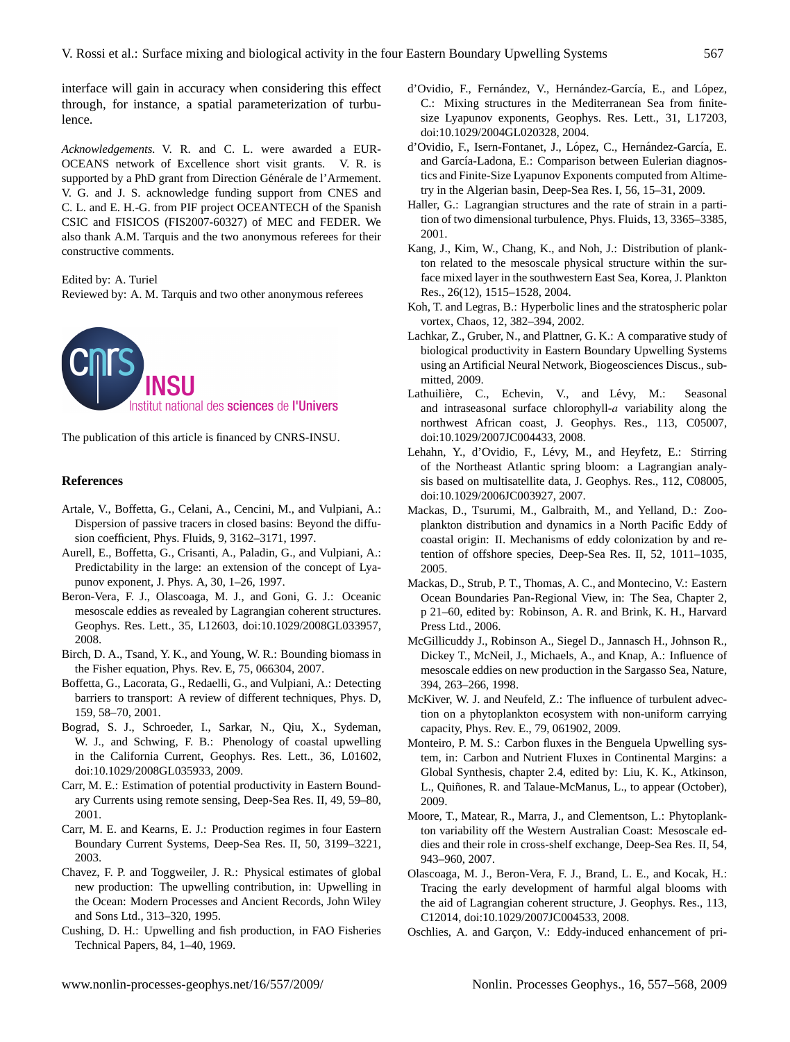interface will gain in accuracy when considering this effect through, for instance, a spatial parameterization of turbulence.

*Acknowledgements.* V. R. and C. L. were awarded a EUR-OCEANS network of Excellence short visit grants. V. R. is supported by a PhD grant from Direction Générale de l'Armement. V. G. and J. S. acknowledge funding support from CNES and C. L. and E. H.-G. from PIF project OCEANTECH of the Spanish CSIC and FISICOS (FIS2007-60327) of MEC and FEDER. We also thank A.M. Tarquis and the two anonymous referees for their constructive comments.

Edited by: A. Turiel
Reviewed by: A. M. Tarquis and two other anonymous referees

The publication of this article is financed by CNRS-INSU.

## References

Artale, V., Boffetta, G., Celani, A., Cencini, M., and Vulpiani, A.: Dispersion of passive tracers in closed basins: Beyond the diffusion coefficient, Phys. Fluids, 9, 3162–3171, 1997.

Aurell, E., Boffetta, G., Crisanti, A., Paladin, G., and Vulpiani, A.: Predictability in the large: an extension of the concept of Lyapunov exponent, J. Phys. A, 30, 1–26, 1997.

Beron-Vera, F. J., Olascoaga, M. J., and Goni, G. J.: Oceanic mesoscale eddies as revealed by Lagrangian coherent structures. Geophys. Res. Lett., 35, L12603, doi:10.1029/2008GL033957, 2008.

Birch, D. A., Tsand, Y. K., and Young, W. R.: Bounding biomass in the Fisher equation, Phys. Rev. E, 75, 066304, 2007.

Boffetta, G., Lacorata, G., Redaelli, G., and Vulpiani, A.: Detecting barriers to transport: A review of different techniques, Phys. D, 159, 58–70, 2001.

Bograd, S. J., Schroeder, I., Sarkar, N., Qiu, X., Sydeman, W. J., and Schwing, F. B.: Phenology of coastal upwelling in the California Current, Geophys. Res. Lett., 36, L01602, doi:10.1029/2008GL035933, 2009.

Carr, M. E.: Estimation of potential productivity in Eastern Boundary Currents using remote sensing, Deep-Sea Res. II, 49, 59–80, 2001.

Carr, M. E. and Kearns, E. J.: Production regimes in four Eastern Boundary Current Systems, Deep-Sea Res. II, 50, 3199–3221, 2003.

Chavez, F. P. and Toggweiler, J. R.: Physical estimates of global new production: The upwelling contribution, in: Upwelling in the Ocean: Modern Processes and Ancient Records, John Wiley and Sons Ltd., 313–320, 1995.

Cushing, D. H.: Upwelling and fish production, in FAO Fisheries Technical Papers, 84, 1–40, 1969.

d'Ovidio, F., Fernández, V., Hernández-García, E., and López, C.: Mixing structures in the Mediterranean Sea from finite-size Lyapunov exponents, Geophys. Res. Lett., 31, L17203, doi:10.1029/2004GL020328, 2004.

d'Ovidio, F., Isern-Fontanet, J., López, C., Hernández-García, E. and García-Ladona, E.: Comparison between Eulerian diagnostics and Finite-Size Lyapunov Exponents computed from Altimetry in the Algerian basin, Deep-Sea Res. I, 56, 15–31, 2009.

Haller, G.: Lagrangian structures and the rate of strain in a partition of two dimensional turbulence, Phys. Fluids, 13, 3365–3385, 2001.

Kang, J., Kim, W., Chang, K., and Noh, J.: Distribution of plankton related to the mesoscale physical structure within the surface mixed layer in the southwestern East Sea, Korea, J. Plankton Res., 26(12), 1515–1528, 2004.

Koh, T. and Legras, B.: Hyperbolic lines and the stratospheric polar vortex, Chaos, 12, 382–394, 2002.

Lachkar, Z., Gruber, N., and Plattner, G. K.: A comparative study of biological productivity in Eastern Boundary Upwelling Systems using an Artificial Neural Network, Biogeosciences Discus., submitted, 2009.

Lathuilière, C., Echevin, V., and Lévy, M.: Seasonal and intraseasonal surface chlorophyll-*a* variability along the northwest African coast, J. Geophys. Res., 113, C05007, doi:10.1029/2007JC004433, 2008.

Lehahn, Y., d'Ovidio, F., Lévy, M., and Heyfetz, E.: Stirring of the Northeast Atlantic spring bloom: a Lagrangian analysis based on multisatellite data, J. Geophys. Res., 112, C08005, doi:10.1029/2006JC003927, 2007.

Mackas, D., Tsurumi, M., Galbraith, M., and Yelland, D.: Zooplankton distribution and dynamics in a North Pacific Eddy of coastal origin: II. Mechanisms of eddy colonization by and retention of offshore species, Deep-Sea Res. II, 52, 1011–1035, 2005.

Mackas, D., Strub, P. T., Thomas, A. C., and Montecino, V.: Eastern Ocean Boundaries Pan-Regional View, in: The Sea, Chapter 2, p 21–60, edited by: Robinson, A. R. and Brink, K. H., Harvard Press Ltd., 2006.

McGillicuddy J., Robinson A., Siegel D., Jannasch H., Johnson R., Dickey T., McNeil, J., Michaels, A., and Knap, A.: Influence of mesoscale eddies on new production in the Sargasso Sea, Nature, 394, 263–266, 1998.

McKiver, W. J. and Neufeld, Z.: The influence of turbulent advection on a phytoplankton ecosystem with non-uniform carrying capacity, Phys. Rev. E., 79, 061902, 2009.

Monteiro, P. M. S.: Carbon fluxes in the Benguela Upwelling system, in: Carbon and Nutrient Fluxes in Continental Margins: a Global Synthesis, chapter 2.4, edited by: Liu, K. K., Atkinson, L., Quiñones, R. and Talaue-McManus, L., to appear (October), 2009.

Moore, T., Matear, R., Marra, J., and Clementson, L.: Phytoplankton variability off the Western Australian Coast: Mesoscale eddies and their role in cross-shelf exchange, Deep-Sea Res. II, 54, 943–960, 2007.

Olascoaga, M. J., Beron-Vera, F. J., Brand, L. E., and Kocak, H.: Tracing the early development of harmful algal blooms with the aid of Lagrangian coherent structure, J. Geophys. Res., 113, C12014, doi:10.1029/2007JC004533, 2008.

Oschlies, A. and Garçon, V.: Eddy-induced enhancement of pri-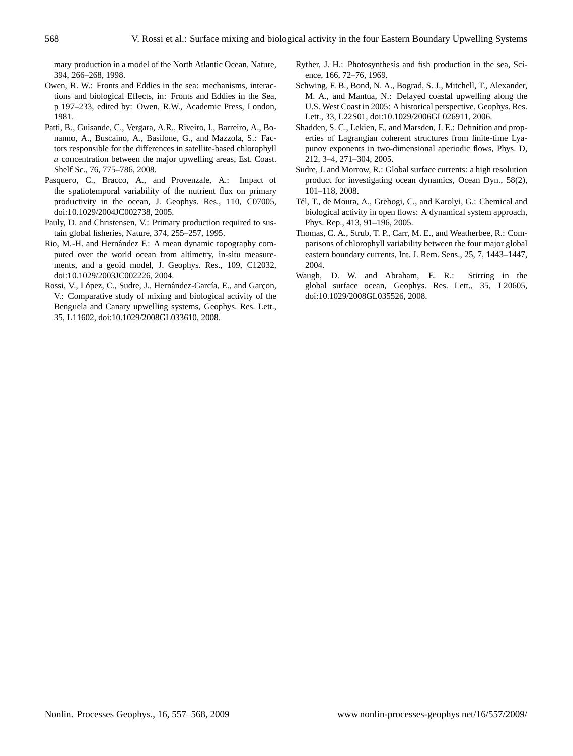mary production in a model of the North Atlantic Ocean, Nature, 394, 266–268, 1998.

Owen, R. W.: Fronts and Eddies in the sea: mechanisms, interactions and biological Effects, in: Fronts and Eddies in the Sea, p 197–233, edited by: Owen, R.W., Academic Press, London, 1981.

Patti, B., Guisande, C., Vergara, A.R., Riveiro, I., Barreiro, A., Bonanno, A., Buscaino, A., Basilone, G., and Mazzola, S.: Factors responsible for the differences in satellite-based chlorophyll *a* concentration between the major upwelling areas, Est. Coast. Shelf Sc., 76, 775–786, 2008.

Pasquero, C., Bracco, A., and Provenzale, A.: Impact of the spatiotemporal variability of the nutrient flux on primary productivity in the ocean, J. Geophys. Res., 110, C07005, doi:10.1029/2004JC002738, 2005.

Pauly, D. and Christensen, V.: Primary production required to sustain global fisheries, Nature, 374, 255–257, 1995.

Rio, M.-H. and Hernández F.: A mean dynamic topography computed over the world ocean from altimetry, in-situ measurements, and a geoid model, J. Geophys. Res., 109, C12032, doi:10.1029/2003JC002226, 2004.

Rossi, V., López, C., Sudre, J., Hernández-García, E., and Garçon, V.: Comparative study of mixing and biological activity of the Benguela and Canary upwelling systems, Geophys. Res. Lett., 35, L11602, doi:10.1029/2008GL033610, 2008.

Ryther, J. H.: Photosynthesis and fish production in the sea, Science, 166, 72–76, 1969.

Schwing, F. B., Bond, N. A., Bograd, S. J., Mitchell, T., Alexander, M. A., and Mantua, N.: Delayed coastal upwelling along the U.S. West Coast in 2005: A historical perspective, Geophys. Res. Lett., 33, L22S01, doi:10.1029/2006GL026911, 2006.

Shadden, S. C., Lekien, F., and Marsden, J. E.: Definition and properties of Lagrangian coherent structures from finite-time Lyapunov exponents in two-dimensional aperiodic flows, Phys. D, 212, 3–4, 271–304, 2005.

Sudre, J. and Morrow, R.: Global surface currents: a high resolution product for investigating ocean dynamics, Ocean Dyn., 58(2), 101–118, 2008.

Tél, T., de Moura, A., Grebogi, C., and Karolyi, G.: Chemical and biological activity in open flows: A dynamical system approach, Phys. Rep., 413, 91–196, 2005.

Thomas, C. A., Strub, T. P., Carr, M. E., and Weatherbee, R.: Comparisons of chlorophyll variability between the four major global eastern boundary currents, Int. J. Rem. Sens., 25, 7, 1443–1447, 2004.

Waugh, D. W. and Abraham, E. R.: Stirring in the global surface ocean, Geophys. Res. Lett., 35, L20605, doi:10.1029/2008GL035526, 2008.